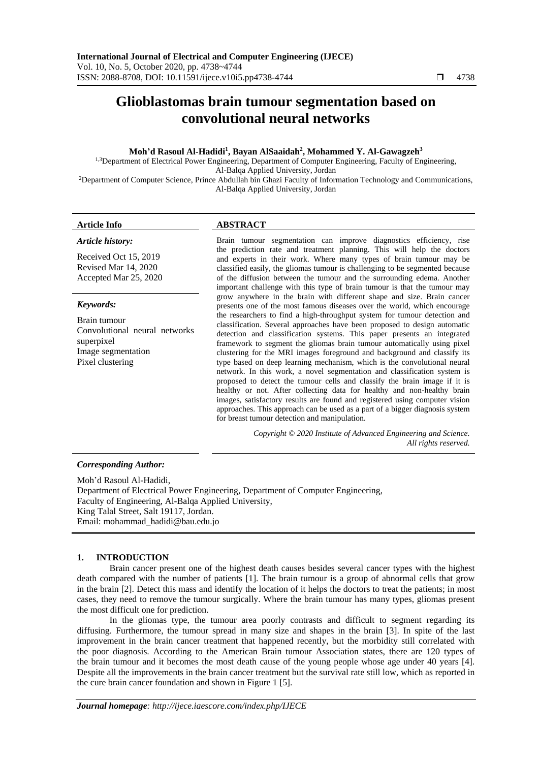# Glioblastomas brain tumour segmentation based on convolutional neural networks

**Moh'd Rasoul Al-Hadidi[1], Bayan AlSaaidah[2], Mohammed Y. Al-Gawagzeh[3]**

[1,3]Department of Electrical Power Engineering, Department of Computer Engineering, Faculty of Engineering, Al-Balqa Applied University, Jordan

[2]Department of Computer Science, Prince Abdullah bin Ghazi Faculty of Information Technology and Communications, Al-Balqa Applied University, Jordan

**Article Info**

***Article history:***

Received Oct 15, 2019
Revised Mar 14, 2020
Accepted Mar 25, 2020

***Keywords:***

Brain tumour
Convolutional neural networks
superpixel
Image segmentation
Pixel clustering

**ABSTRACT**

Brain tumour segmentation can improve diagnostics efficiency, rise the prediction rate and treatment planning. This will help the doctors and experts in their work. Where many types of brain tumour may be classified easily, the gliomas tumour is challenging to be segmented because of the diffusion between the tumour and the surrounding edema. Another important challenge with this type of brain tumour is that the tumour may grow anywhere in the brain with different shape and size. Brain cancer presents one of the most famous diseases over the world, which encourage the researchers to find a high-throughput system for tumour detection and classification. Several approaches have been proposed to design automatic detection and classification systems. This paper presents an integrated framework to segment the gliomas brain tumour automatically using pixel clustering for the MRI images foreground and background and classify its type based on deep learning mechanism, which is the convolutional neural network. In this work, a novel segmentation and classification system is proposed to detect the tumour cells and classify the brain image if it is healthy or not. After collecting data for healthy and non-healthy brain images, satisfactory results are found and registered using computer vision approaches. This approach can be used as a part of a bigger diagnosis system for breast tumour detection and manipulation.

*Copyright © 2020 Institute of Advanced Engineering and Science. All rights reserved.*

***Corresponding Author:***

Moh'd Rasoul Al-Hadidi,
Department of Electrical Power Engineering, Department of Computer Engineering,
Faculty of Engineering, Al-Balqa Applied University,
King Talal Street, Salt 19117, Jordan.
Email: mohammad_hadidi@bau.edu.jo

## 1. INTRODUCTION

Brain cancer present one of the highest death causes besides several cancer types with the highest death compared with the number of patients [1]. The brain tumour is a group of abnormal cells that grow in the brain [2]. Detect this mass and identify the location of it helps the doctors to treat the patients; in most cases, they need to remove the tumour surgically. Where the brain tumour has many types, gliomas present the most difficult one for prediction.

In the gliomas type, the tumour area poorly contrasts and difficult to segment regarding its diffusing. Furthermore, the tumour spread in many size and shapes in the brain [3]. In spite of the last improvement in the brain cancer treatment that happened recently, but the morbidity still correlated with the poor diagnosis. According to the American Brain tumour Association states, there are 120 types of the brain tumour and it becomes the most death cause of the young people whose age under 40 years [4]. Despite all the improvements in the brain cancer treatment but the survival rate still low, which as reported in the cure brain cancer foundation and shown in Figure 1 [5].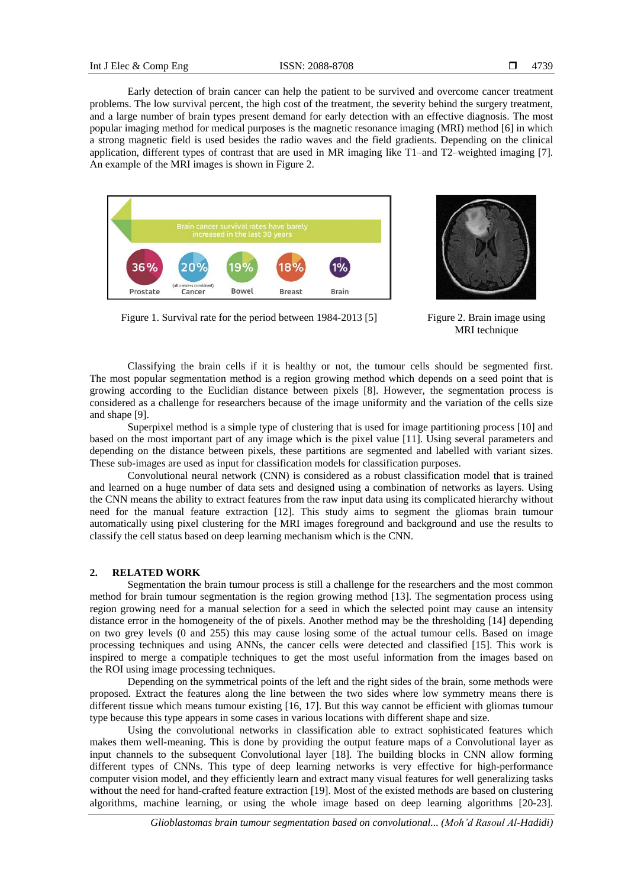Early detection of brain cancer can help the patient to be survived and overcome cancer treatment problems. The low survival percent, the high cost of the treatment, the severity behind the surgery treatment, and a large number of brain types present demand for early detection with an effective diagnosis. The most popular imaging method for medical purposes is the magnetic resonance imaging (MRI) method [6] in which a strong magnetic field is used besides the radio waves and the field gradients. Depending on the clinical application, different types of contrast that are used in MR imaging like T1–and T2–weighted imaging [7]. An example of the MRI images is shown in Figure 2.

Figure 1. Survival rate for the period between 1984-2013 [5]

Figure 2. Brain image using MRI technique

Classifying the brain cells if it is healthy or not, the tumour cells should be segmented first. The most popular segmentation method is a region growing method which depends on a seed point that is growing according to the Euclidian distance between pixels [8]. However, the segmentation process is considered as a challenge for researchers because of the image uniformity and the variation of the cells size and shape [9].

Superpixel method is a simple type of clustering that is used for image partitioning process [10] and based on the most important part of any image which is the pixel value [11]. Using several parameters and depending on the distance between pixels, these partitions are segmented and labelled with variant sizes. These sub-images are used as input for classification models for classification purposes.

Convolutional neural network (CNN) is considered as a robust classification model that is trained and learned on a huge number of data sets and designed using a combination of networks as layers. Using the CNN means the ability to extract features from the raw input data using its complicated hierarchy without need for the manual feature extraction [12]. This study aims to segment the gliomas brain tumour automatically using pixel clustering for the MRI images foreground and background and use the results to classify the cell status based on deep learning mechanism which is the CNN.

## 2. RELATED WORK

Segmentation the brain tumour process is still a challenge for the researchers and the most common method for brain tumour segmentation is the region growing method [13]. The segmentation process using region growing need for a manual selection for a seed in which the selected point may cause an intensity distance error in the homogeneity of the of pixels. Another method may be the thresholding [14] depending on two grey levels (0 and 255) this may cause losing some of the actual tumour cells. Based on image processing techniques and using ANNs, the cancer cells were detected and classified [15]. This work is inspired to merge a compatiple techniques to get the most useful information from the images based on the ROI using image processing techniques.

Depending on the symmetrical points of the left and the right sides of the brain, some methods were proposed. Extract the features along the line between the two sides where low symmetry means there is different tissue which means tumour existing [16, 17]. But this way cannot be efficient with gliomas tumour type because this type appears in some cases in various locations with different shape and size.

Using the convolutional networks in classification able to extract sophisticated features which makes them well-meaning. This is done by providing the output feature maps of a Convolutional layer as input channels to the subsequent Convolutional layer [18]. The building blocks in CNN allow forming different types of CNNs. This type of deep learning networks is very effective for high-performance computer vision model, and they efficiently learn and extract many visual features for well generalizing tasks without the need for hand-crafted feature extraction [19]. Most of the existed methods are based on clustering algorithms, machine learning, or using the whole image based on deep learning algorithms [20-23].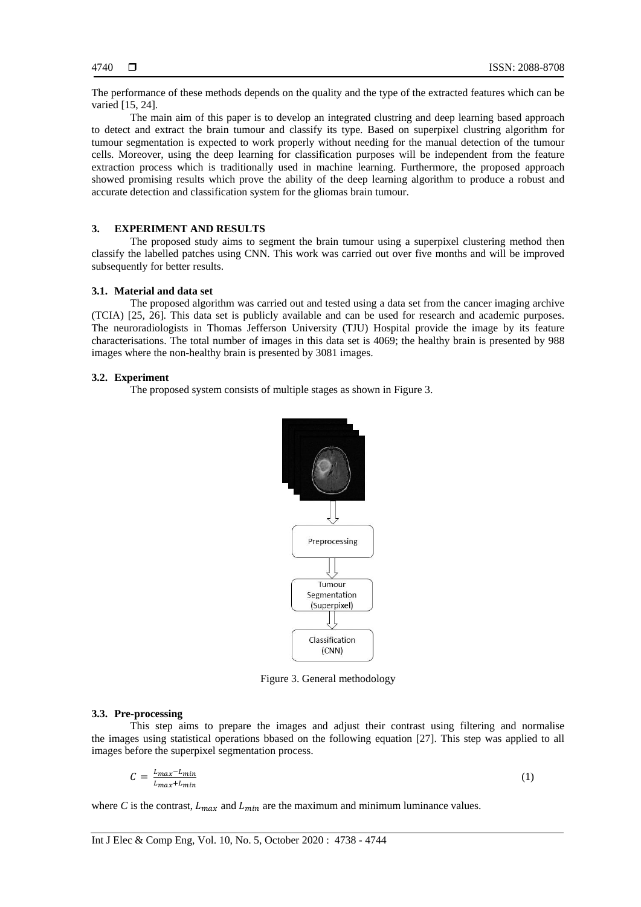The performance of these methods depends on the quality and the type of the extracted features which can be varied [15, 24].

The main aim of this paper is to develop an integrated clustring and deep learning based approach to detect and extract the brain tumour and classify its type. Based on superpixel clustring algorithm for tumour segmentation is expected to work properly without needing for the manual detection of the tumour cells. Moreover, using the deep learning for classification purposes will be independent from the feature extraction process which is traditionally used in machine learning. Furthermore, the proposed approach showed promising results which prove the ability of the deep learning algorithm to produce a robust and accurate detection and classification system for the gliomas brain tumour.

## 3. EXPERIMENT AND RESULTS

The proposed study aims to segment the brain tumour using a superpixel clustering method then classify the labelled patches using CNN. This work was carried out over five months and will be improved subsequently for better results.

### 3.1. Material and data set

The proposed algorithm was carried out and tested using a data set from the cancer imaging archive (TCIA) [25, 26]. This data set is publicly available and can be used for research and academic purposes. The neuroradiologists in Thomas Jefferson University (TJU) Hospital provide the image by its feature characterisations. The total number of images in this data set is 4069; the healthy brain is presented by 988 images where the non-healthy brain is presented by 3081 images.

### 3.2. Experiment

The proposed system consists of multiple stages as shown in Figure 3.

Preprocessing

Tumour Segmentation (Superpixel)

Classification (CNN)

Figure 3. General methodology

### 3.3. Pre-processing

This step aims to prepare the images and adjust their contrast using filtering and normalise the images using statistical operations bbased on the following equation [27]. This step was applied to all images before the superpixel segmentation process.

$$C = \frac{L_{max} - L_{min}}{L_{max} + L_{min}} \tag{1}$$

where *C* is the contrast, $L_{max}$ and $L_{min}$ are the maximum and minimum luminance values.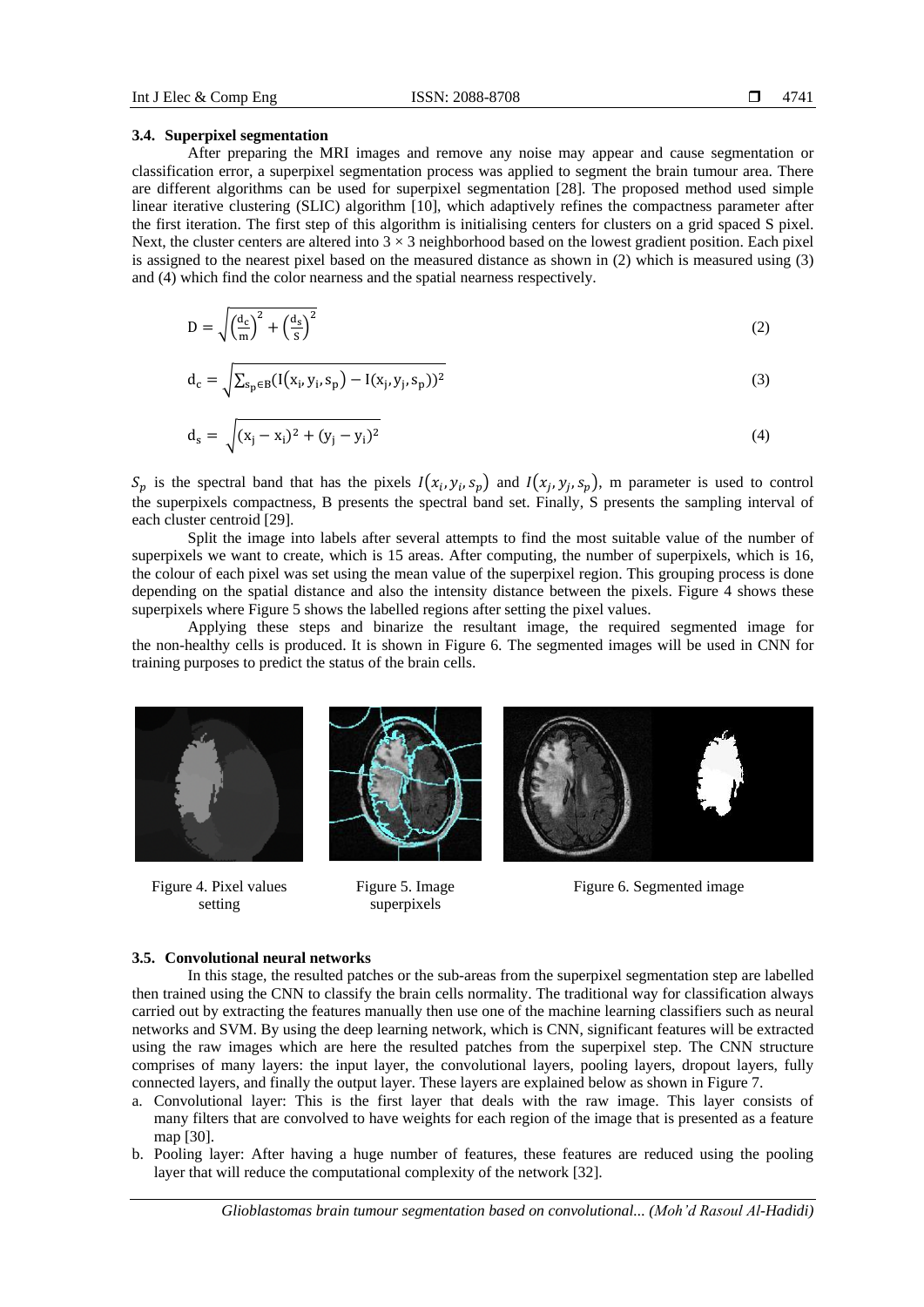### 3.4. Superpixel segmentation

After preparing the MRI images and remove any noise may appear and cause segmentation or classification error, a superpixel segmentation process was applied to segment the brain tumour area. There are different algorithms can be used for superpixel segmentation [28]. The proposed method used simple linear iterative clustering (SLIC) algorithm [10], which adaptively refines the compactness parameter after the first iteration. The first step of this algorithm is initialising centers for clusters on a grid spaced S pixel. Next, the cluster centers are altered into $3 \times 3$ neighborhood based on the lowest gradient position. Each pixel is assigned to the nearest pixel based on the measured distance as shown in (2) which is measured using (3) and (4) which find the color nearness and the spatial nearness respectively.

$$D = \sqrt{\left(\frac{d_c}{m}\right)^2 + \left(\frac{d_s}{S}\right)^2} \quad (2)$$

$$d_c = \sqrt{\sum_{s_p \in B} (I(x_i, y_i, s_p) - I(x_j, y_j, s_p))^2} \quad (3)$$

$$d_s = \sqrt{(x_j - x_i)^2 + (y_j - y_i)^2} \quad (4)$$

$S_p$ is the spectral band that has the pixels $I(x_i, y_i, s_p)$ and $I(x_j, y_j, s_p)$, m parameter is used to control the superpixels compactness, B presents the spectral band set. Finally, S presents the sampling interval of each cluster centroid [29].

Split the image into labels after several attempts to find the most suitable value of the number of superpixels we want to create, which is 15 areas. After computing, the number of superpixels, which is 16, the colour of each pixel was set using the mean value of the superpixel region. This grouping process is done depending on the spatial distance and also the intensity distance between the pixels. Figure 4 shows these superpixels where Figure 5 shows the labelled regions after setting the pixel values.

Applying these steps and binarize the resultant image, the required segmented image for the non-healthy cells is produced. It is shown in Figure 6. The segmented images will be used in CNN for training purposes to predict the status of the brain cells.

Figure 4. Pixel values setting

Figure 5. Image superpixels

Figure 6. Segmented image

### 3.5. Convolutional neural networks

In this stage, the resulted patches or the sub-areas from the superpixel segmentation step are labelled then trained using the CNN to classify the brain cells normality. The traditional way for classification always carried out by extracting the features manually then use one of the machine learning classifiers such as neural networks and SVM. By using the deep learning network, which is CNN, significant features will be extracted using the raw images which are here the resulted patches from the superpixel step. The CNN structure comprises of many layers: the input layer, the convolutional layers, pooling layers, dropout layers, fully connected layers, and finally the output layer. These layers are explained below as shown in Figure 7.

a. Convolutional layer: This is the first layer that deals with the raw image. This layer consists of many filters that are convolved to have weights for each region of the image that is presented as a feature map [30].
b. Pooling layer: After having a huge number of features, these features are reduced using the pooling layer that will reduce the computational complexity of the network [32].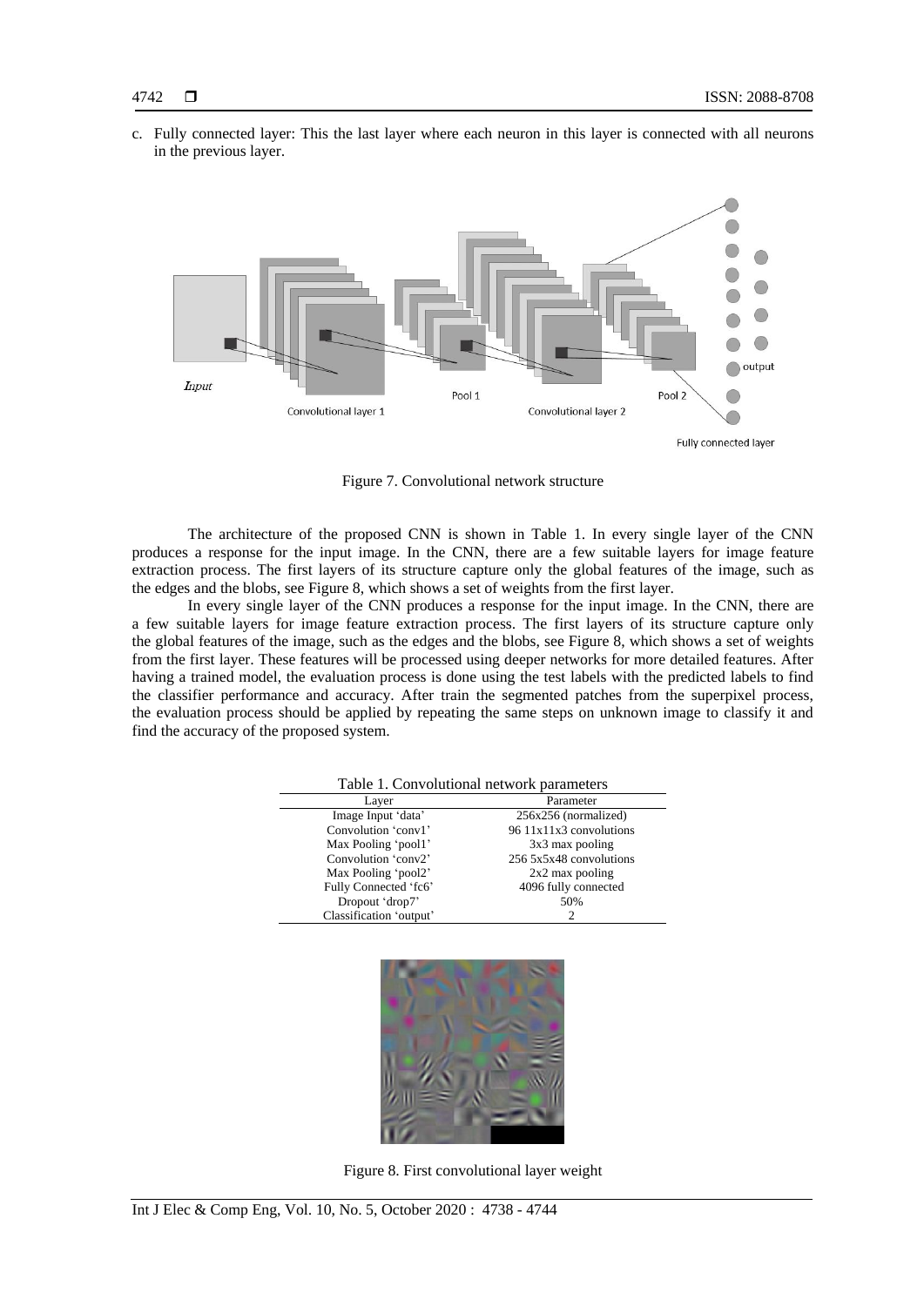c. Fully connected layer: This the last layer where each neuron in this layer is connected with all neurons in the previous layer.

Figure 7. Convolutional network structure

The architecture of the proposed CNN is shown in Table 1. In every single layer of the CNN produces a response for the input image. In the CNN, there are a few suitable layers for image feature extraction process. The first layers of its structure capture only the global features of the image, such as the edges and the blobs, see Figure 8, which shows a set of weights from the first layer.

In every single layer of the CNN produces a response for the input image. In the CNN, there are a few suitable layers for image feature extraction process. The first layers of its structure capture only the global features of the image, such as the edges and the blobs, see Figure 8, which shows a set of weights from the first layer. These features will be processed using deeper networks for more detailed features. After having a trained model, the evaluation process is done using the test labels with the predicted labels to find the classifier performance and accuracy. After train the segmented patches from the superpixel process, the evaluation process should be applied by repeating the same steps on unknown image to classify it and find the accuracy of the proposed system.

Table 1. Convolutional network parameters

| Layer | Parameter |
|---|---|
| Image Input 'data' | 256x256 (normalized) |
| Convolution 'conv1' | 96 11x11x3 convolutions |
| Max Pooling 'pool1' | 3x3 max pooling |
| Convolution 'conv2' | 256 5x5x48 convolutions |
| Max Pooling 'pool2' | 2x2 max pooling |
| Fully Connected 'fc6' | 4096 fully connected |
| Dropout 'drop7' | 50% |
| Classification 'output' | 2 |

Figure 8. First convolutional layer weight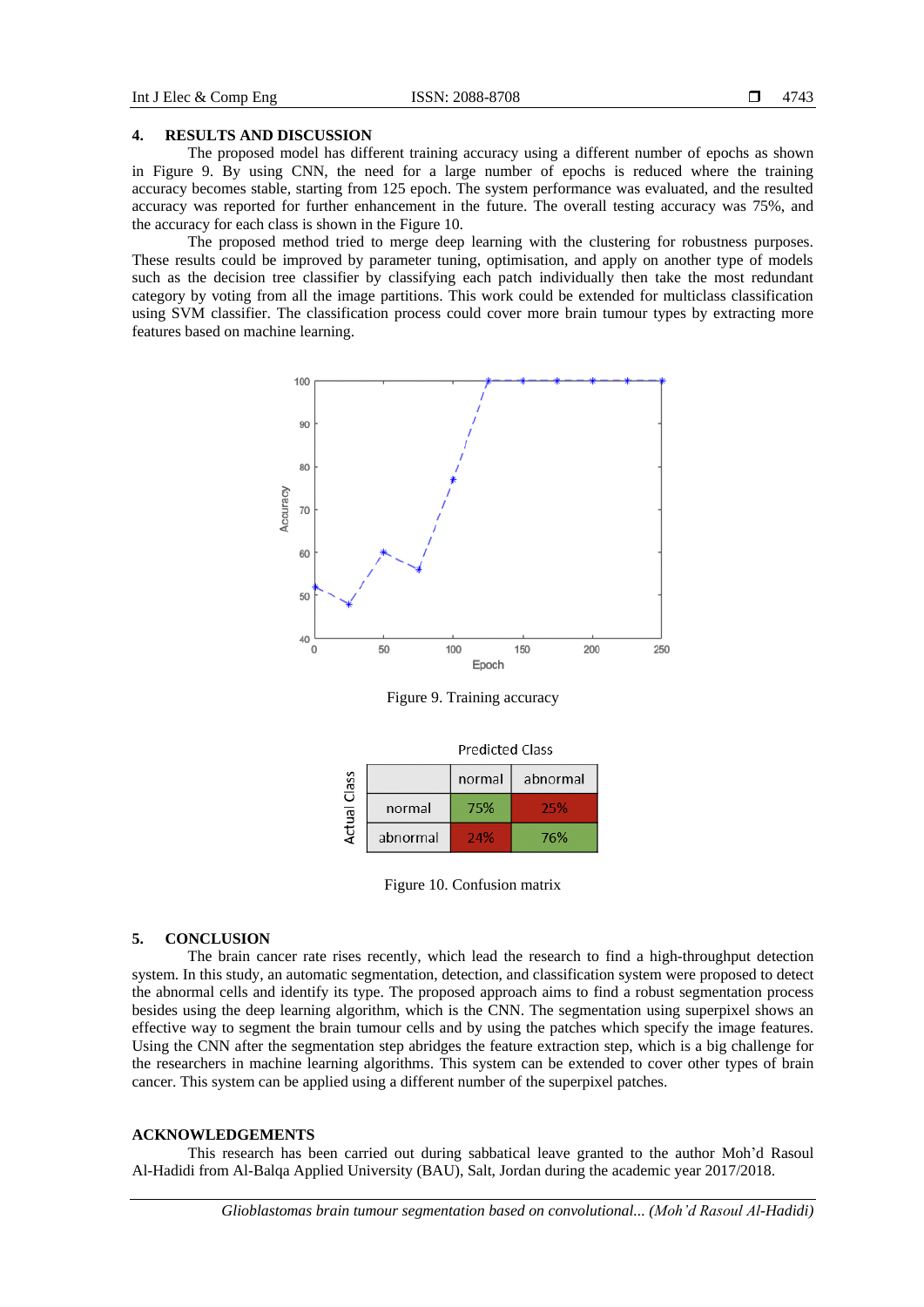## 4. RESULTS AND DISCUSSION

The proposed model has different training accuracy using a different number of epochs as shown in Figure 9. By using CNN, the need for a large number of epochs is reduced where the training accuracy becomes stable, starting from 125 epoch. The system performance was evaluated, and the resulted accuracy was reported for further enhancement in the future. The overall testing accuracy was 75%, and the accuracy for each class is shown in the Figure 10.

The proposed method tried to merge deep learning with the clustering for robustness purposes. These results could be improved by parameter tuning, optimisation, and apply on another type of models such as the decision tree classifier by classifying each patch individually then take the most redundant category by voting from all the image partitions. This work could be extended for multiclass classification using SVM classifier. The classification process could cover more brain tumour types by extracting more features based on machine learning.

Figure 9. Training accuracy

| Actual Class \ Predicted Class | normal | abnormal |
|---|---|---|
| normal | 75% | 25% |
| abnormal | 24% | 76% |

Figure 10. Confusion matrix

## 5. CONCLUSION

The brain cancer rate rises recently, which lead the research to find a high-throughput detection system. In this study, an automatic segmentation, detection, and classification system were proposed to detect the abnormal cells and identify its type. The proposed approach aims to find a robust segmentation process besides using the deep learning algorithm, which is the CNN. The segmentation using superpixel shows an effective way to segment the brain tumour cells and by using the patches which specify the image features. Using the CNN after the segmentation step abridges the feature extraction step, which is a big challenge for the researchers in machine learning algorithms. This system can be extended to cover other types of brain cancer. This system can be applied using a different number of the superpixel patches.

## ACKNOWLEDGEMENTS

This research has been carried out during sabbatical leave granted to the author Moh'd Rasoul Al-Hadidi from Al-Balqa Applied University (BAU), Salt, Jordan during the academic year 2017/2018.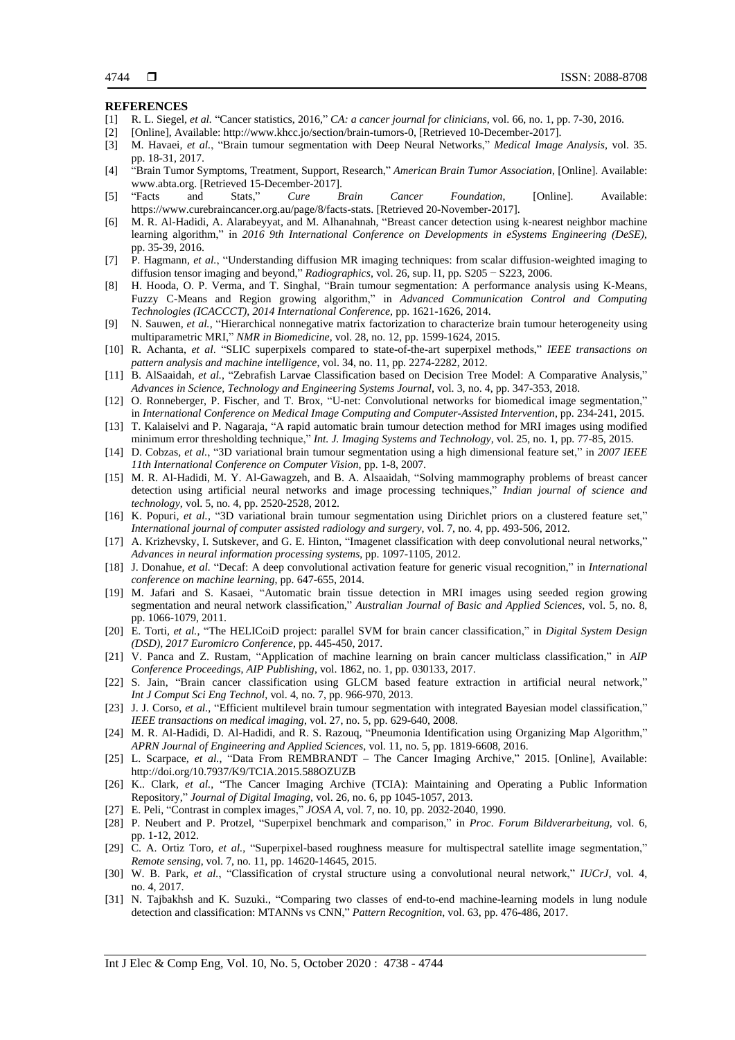## REFERENCES

[1] R. L. Siegel, *et al.* "Cancer statistics, 2016," *CA: a cancer journal for clinicians*, vol. 66, no. 1, pp. 7-30, 2016.

[2] [Online], Available: http://www.khcc.jo/section/brain-tumors-0, [Retrieved 10-December-2017].

[3] M. Havaei, *et al.*, "Brain tumour segmentation with Deep Neural Networks," *Medical Image Analysis*, vol. 35. pp. 18-31, 2017.

[4] "Brain Tumor Symptoms, Treatment, Support, Research," *American Brain Tumor Association*, [Online]. Available: www.abta.org. [Retrieved 15-December-2017].

[5] "Facts and Stats," *Cure Brain Cancer Foundation*, [Online]. Available: https://www.curebraincancer.org.au/page/8/facts-stats. [Retrieved 20-November-2017].

[6] M. R. Al-Hadidi, A. Alarabeyyat, and M. Alhanahnah, "Breast cancer detection using k-nearest neighbor machine learning algorithm," in *2016 9th International Conference on Developments in eSystems Engineering (DeSE)*, pp. 35-39, 2016.

[7] P. Hagmann, *et al.*, "Understanding diffusion MR imaging techniques: from scalar diffusion-weighted imaging to diffusion tensor imaging and beyond," *Radiographics*, vol. 26, sup. l1, pp. S205 − S223, 2006.

[8] H. Hooda, O. P. Verma, and T. Singhal, "Brain tumour segmentation: A performance analysis using K-Means, Fuzzy C-Means and Region growing algorithm," in *Advanced Communication Control and Computing Technologies (ICACCCT), 2014 International Conference*, pp. 1621-1626, 2014.

[9] N. Sauwen, *et al.*, "Hierarchical nonnegative matrix factorization to characterize brain tumour heterogeneity using multiparametric MRI," *NMR in Biomedicine*, vol. 28, no. 12, pp. 1599-1624, 2015.

[10] R. Achanta, *et al*. "SLIC superpixels compared to state-of-the-art superpixel methods," *IEEE transactions on pattern analysis and machine intelligence*, vol. 34, no. 11, pp. 2274-2282, 2012.

[11] B. AlSaaidah, *et al.*, "Zebrafish Larvae Classification based on Decision Tree Model: A Comparative Analysis," *Advances in Science, Technology and Engineering Systems Journal*, vol. 3, no. 4, pp. 347-353, 2018.

[12] O. Ronneberger, P. Fischer, and T. Brox, "U-net: Convolutional networks for biomedical image segmentation," in *International Conference on Medical Image Computing and Computer-Assisted Intervention*, pp. 234-241, 2015.

[13] T. Kalaiselvi and P. Nagaraja, "A rapid automatic brain tumour detection method for MRI images using modified minimum error thresholding technique," *Int. J. Imaging Systems and Technology*, vol. 25, no. 1, pp. 77-85, 2015.

[14] D. Cobzas, *et al.*, "3D variational brain tumour segmentation using a high dimensional feature set," in *2007 IEEE 11th International Conference on Computer Vision*, pp. 1-8, 2007.

[15] M. R. Al-Hadidi, M. Y. Al-Gawagzeh, and B. A. Alsaaidah, "Solving mammography problems of breast cancer detection using artificial neural networks and image processing techniques," *Indian journal of science and technology*, vol. 5, no. 4, pp. 2520-2528, 2012.

[16] K. Popuri, *et al.*, "3D variational brain tumour segmentation using Dirichlet priors on a clustered feature set," *International journal of computer assisted radiology and surgery*, vol. 7, no. 4, pp. 493-506, 2012.

[17] A. Krizhevsky, I. Sutskever, and G. E. Hinton, "Imagenet classification with deep convolutional neural networks," *Advances in neural information processing systems*, pp. 1097-1105, 2012.

[18] J. Donahue, *et al.* "Decaf: A deep convolutional activation feature for generic visual recognition," in *International conference on machine learning*, pp. 647-655, 2014.

[19] M. Jafari and S. Kasaei, "Automatic brain tissue detection in MRI images using seeded region growing segmentation and neural network classification," *Australian Journal of Basic and Applied Sciences*, vol. 5, no. 8, pp. 1066-1079, 2011.

[20] E. Torti, *et al.*, "The HELICoiD project: parallel SVM for brain cancer classification," in *Digital System Design (DSD), 2017 Euromicro Conference*, pp. 445-450, 2017.

[21] V. Panca and Z. Rustam, "Application of machine learning on brain cancer multiclass classification," in *AIP Conference Proceedings, AIP Publishing*, vol. 1862, no. 1, pp. 030133, 2017.

[22] S. Jain, "Brain cancer classification using GLCM based feature extraction in artificial neural network," *Int J Comput Sci Eng Technol*, vol. 4, no. 7, pp. 966-970, 2013.

[23] J. J. Corso, *et al.*, "Efficient multilevel brain tumour segmentation with integrated Bayesian model classification," *IEEE transactions on medical imaging*, vol. 27, no. 5, pp. 629-640, 2008.

[24] M. R. Al-Hadidi, D. Al-Hadidi, and R. S. Razouq, "Pneumonia Identification using Organizing Map Algorithm," *APRN Journal of Engineering and Applied Sciences*, vol. 11, no. 5, pp. 1819-6608, 2016.

[25] L. Scarpace, *et al.*, "Data From REMBRANDT – The Cancer Imaging Archive," 2015. [Online], Available: http://doi.org/10.7937/K9/TCIA.2015.588OZUZB

[26] K.. Clark, *et al.*, "The Cancer Imaging Archive (TCIA): Maintaining and Operating a Public Information Repository," *Journal of Digital Imaging*, vol. 26, no. 6, pp 1045-1057, 2013.

[27] E. Peli, "Contrast in complex images," *JOSA A*, vol. 7, no. 10, pp. 2032-2040, 1990.

[28] P. Neubert and P. Protzel, "Superpixel benchmark and comparison," in *Proc. Forum Bildverarbeitung*, vol. 6, pp. 1-12, 2012.

[29] C. A. Ortiz Toro, *et al.*, "Superpixel-based roughness measure for multispectral satellite image segmentation," *Remote sensing*, vol. 7, no. 11, pp. 14620-14645, 2015.

[30] W. B. Park, *et al.*, "Classification of crystal structure using a convolutional neural network," *IUCrJ*, vol. 4, no. 4, 2017.

[31] N. Tajbakhsh and K. Suzuki., "Comparing two classes of end-to-end machine-learning models in lung nodule detection and classification: MTANNs vs CNN," *Pattern Recognition*, vol. 63, pp. 476-486, 2017.